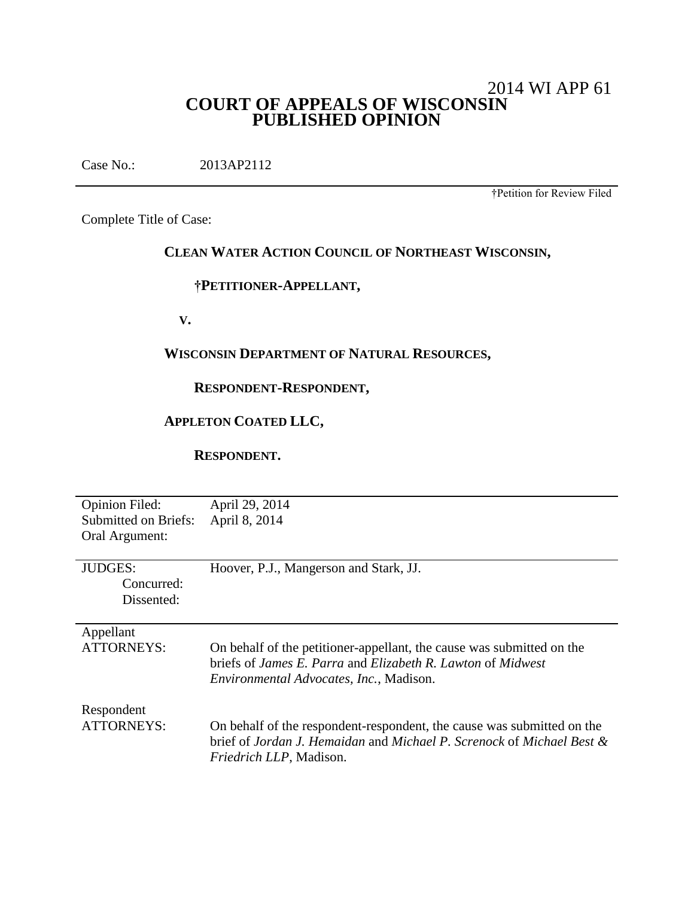2014 WI APP 61

# COURT OF APPEALS OF WISCONSIN
# PUBLISHED OPINION

Case No.: 2013AP2112

†Petition for Review Filed

Complete Title of Case:

**CLEAN WATER ACTION COUNCIL OF NORTHEAST WISCONSIN,**

**†PETITIONER-APPELLANT,**

**V.**

**WISCONSIN DEPARTMENT OF NATURAL RESOURCES,**

**RESPONDENT-RESPONDENT,**

**APPLETON COATED LLC,**

**RESPONDENT.**

| | |
|---|---|
| Opinion Filed: | April 29, 2014 |
| Submitted on Briefs: | April 8, 2014 |
| Oral Argument: | |

| | |
|---|---|
| JUDGES: | Hoover, P.J., Mangerson and Stark, JJ. |
| Concurred: | |
| Dissented: | |

| | |
|---|---|
| Appellant ATTORNEYS: | On behalf of the petitioner-appellant, the cause was submitted on the briefs of *James E. Parra* and *Elizabeth R. Lawton* of *Midwest Environmental Advocates, Inc.*, Madison. |
| Respondent ATTORNEYS: | On behalf of the respondent-respondent, the cause was submitted on the brief of *Jordan J. Hemaidan* and *Michael P. Screnock* of *Michael Best & Friedrich LLP*, Madison. |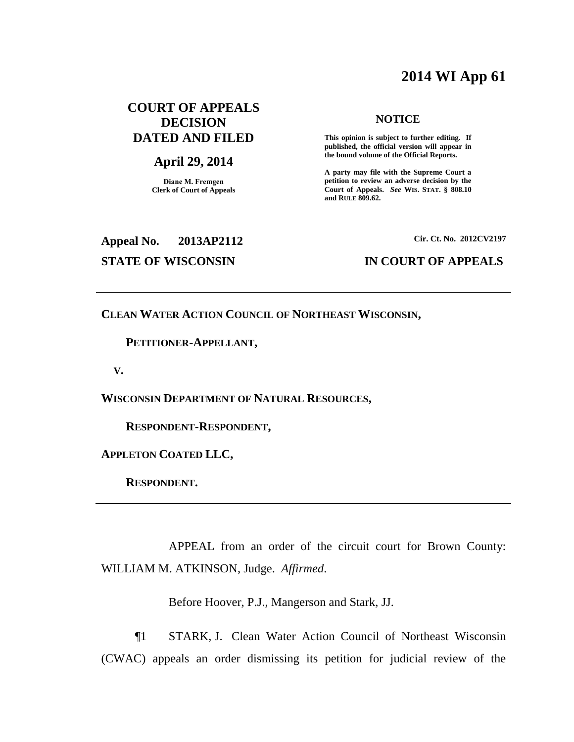# 2014 WI App 61

**COURT OF APPEALS DECISION DATED AND FILED**

**April 29, 2014**

**Diane M. Fremgen**
**Clerk of Court of Appeals**

**NOTICE**

**This opinion is subject to further editing. If published, the official version will appear in the bound volume of the Official Reports.**

**A party may file with the Supreme Court a petition to review an adverse decision by the Court of Appeals.** ***See*** **WIS. STAT. § 808.10 and RULE 809.62.**

**Appeal No. 2013AP2112**

**Cir. Ct. No. 2012CV2197**

**STATE OF WISCONSIN**

**IN COURT OF APPEALS**

---

**CLEAN WATER ACTION COUNCIL OF NORTHEAST WISCONSIN,**

**PETITIONER-APPELLANT,**

**V.**

**WISCONSIN DEPARTMENT OF NATURAL RESOURCES,**

**RESPONDENT-RESPONDENT,**

**APPLETON COATED LLC,**

**RESPONDENT.**

---

APPEAL from an order of the circuit court for Brown County: WILLIAM M. ATKINSON, Judge. *Affirmed*.

Before Hoover, P.J., Mangerson and Stark, JJ.

¶1 STARK, J. Clean Water Action Council of Northeast Wisconsin (CWAC) appeals an order dismissing its petition for judicial review of the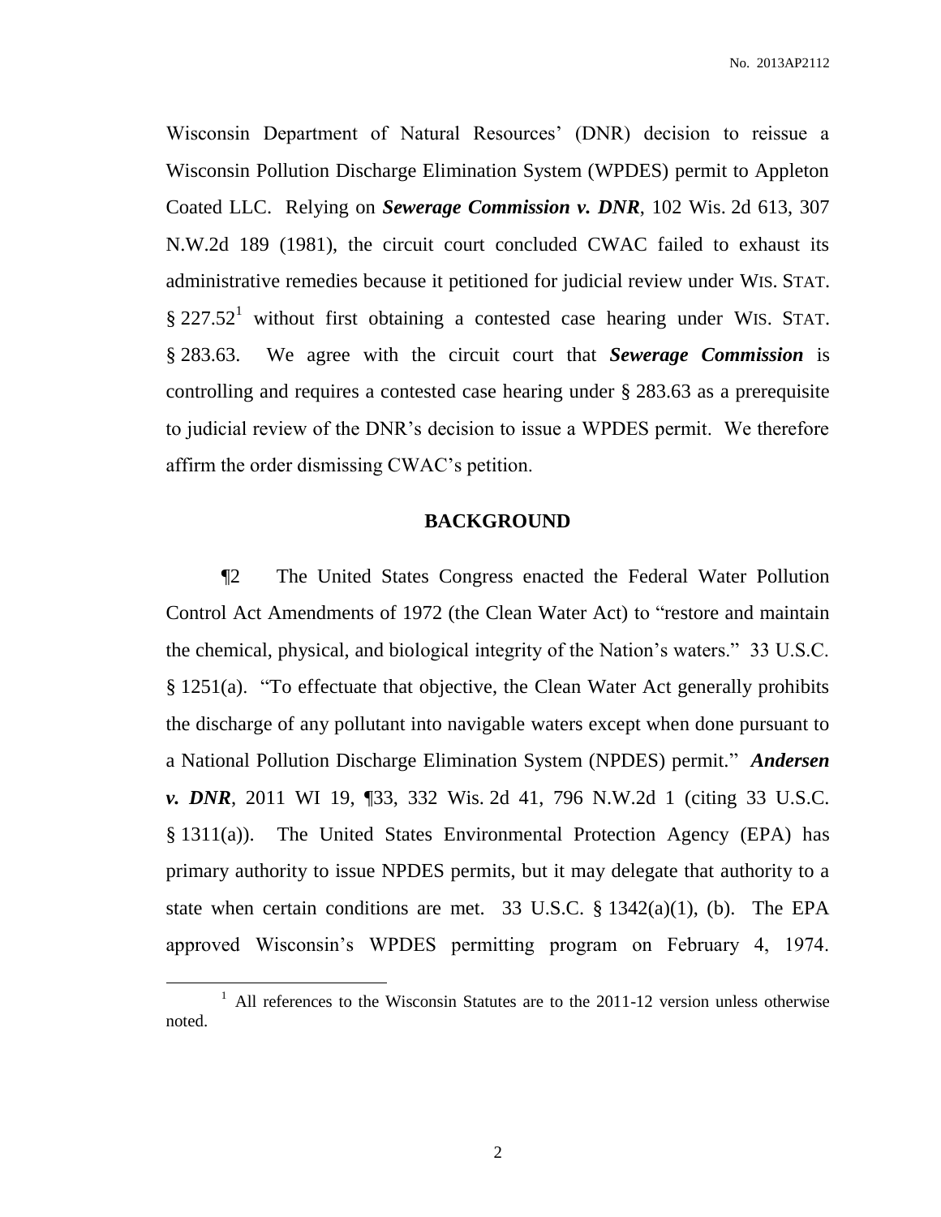Wisconsin Department of Natural Resources' (DNR) decision to reissue a Wisconsin Pollution Discharge Elimination System (WPDES) permit to Appleton Coated LLC. Relying on ***Sewerage Commission v. DNR***, 102 Wis. 2d 613, 307 N.W.2d 189 (1981), the circuit court concluded CWAC failed to exhaust its administrative remedies because it petitioned for judicial review under WIS. STAT. § 227.52[1] without first obtaining a contested case hearing under WIS. STAT. § 283.63. We agree with the circuit court that ***Sewerage Commission*** is controlling and requires a contested case hearing under § 283.63 as a prerequisite to judicial review of the DNR's decision to issue a WPDES permit. We therefore affirm the order dismissing CWAC's petition.

## BACKGROUND

¶2 The United States Congress enacted the Federal Water Pollution Control Act Amendments of 1972 (the Clean Water Act) to "restore and maintain the chemical, physical, and biological integrity of the Nation's waters." 33 U.S.C. § 1251(a). "To effectuate that objective, the Clean Water Act generally prohibits the discharge of any pollutant into navigable waters except when done pursuant to a National Pollution Discharge Elimination System (NPDES) permit." ***Andersen v. DNR***, 2011 WI 19, ¶33, 332 Wis. 2d 41, 796 N.W.2d 1 (citing 33 U.S.C. § 1311(a)). The United States Environmental Protection Agency (EPA) has primary authority to issue NPDES permits, but it may delegate that authority to a state when certain conditions are met. 33 U.S.C. § 1342(a)(1), (b). The EPA approved Wisconsin's WPDES permitting program on February 4, 1974.

[1] All references to the Wisconsin Statutes are to the 2011-12 version unless otherwise noted.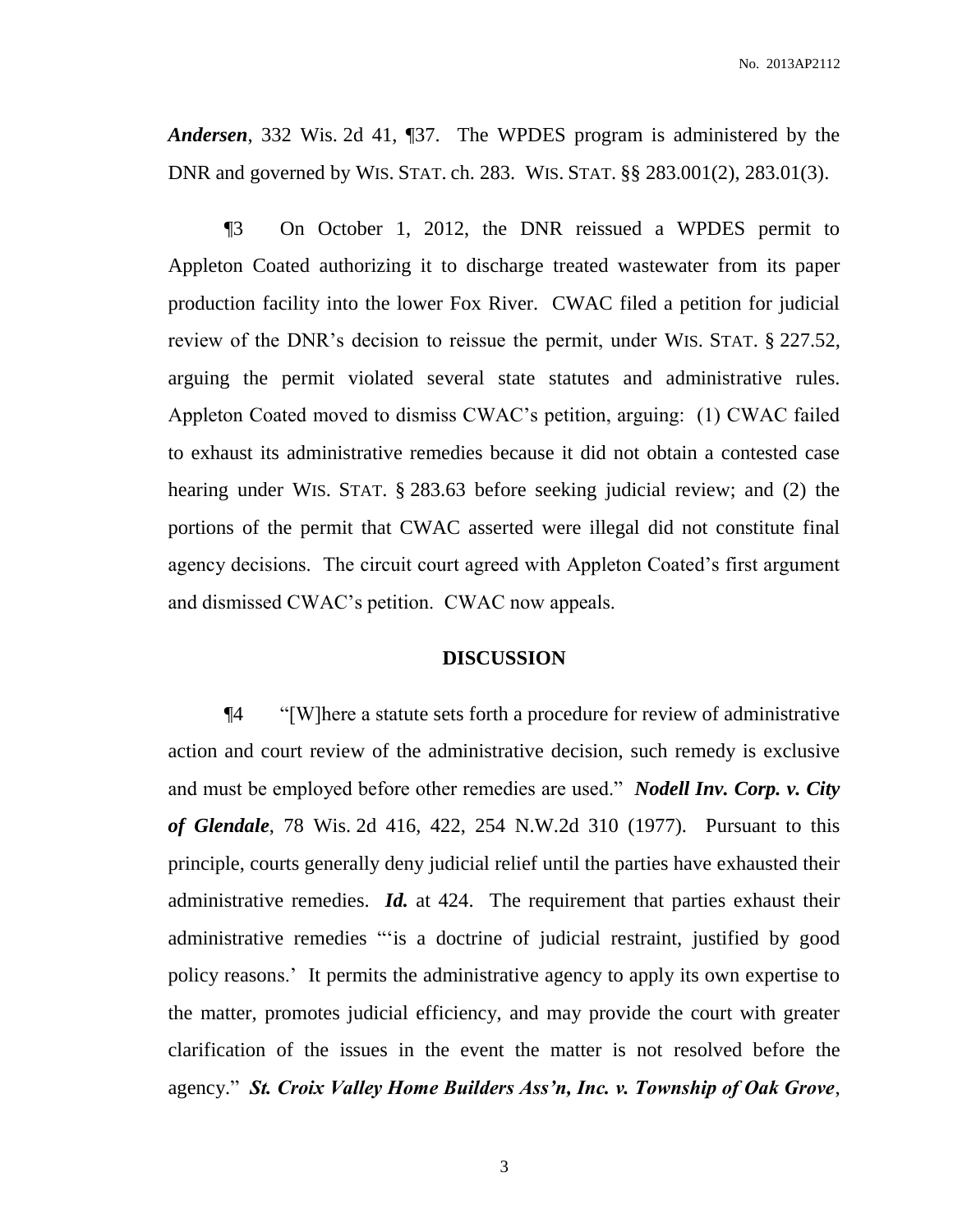***Andersen***, 332 Wis. 2d 41, ¶37. The WPDES program is administered by the DNR and governed by WIS. STAT. ch. 283. WIS. STAT. §§ 283.001(2), 283.01(3).

¶3 On October 1, 2012, the DNR reissued a WPDES permit to Appleton Coated authorizing it to discharge treated wastewater from its paper production facility into the lower Fox River. CWAC filed a petition for judicial review of the DNR's decision to reissue the permit, under WIS. STAT. § 227.52, arguing the permit violated several state statutes and administrative rules. Appleton Coated moved to dismiss CWAC's petition, arguing: (1) CWAC failed to exhaust its administrative remedies because it did not obtain a contested case hearing under WIS. STAT. § 283.63 before seeking judicial review; and (2) the portions of the permit that CWAC asserted were illegal did not constitute final agency decisions. The circuit court agreed with Appleton Coated's first argument and dismissed CWAC's petition. CWAC now appeals.

## DISCUSSION

¶4 "[W]here a statute sets forth a procedure for review of administrative action and court review of the administrative decision, such remedy is exclusive and must be employed before other remedies are used." ***Nodell Inv. Corp. v. City of Glendale***, 78 Wis. 2d 416, 422, 254 N.W.2d 310 (1977). Pursuant to this principle, courts generally deny judicial relief until the parties have exhausted their administrative remedies. ***Id.*** at 424. The requirement that parties exhaust their administrative remedies "'is a doctrine of judicial restraint, justified by good policy reasons.' It permits the administrative agency to apply its own expertise to the matter, promotes judicial efficiency, and may provide the court with greater clarification of the issues in the event the matter is not resolved before the agency." ***St. Croix Valley Home Builders Ass'n, Inc. v. Township of Oak Grove***,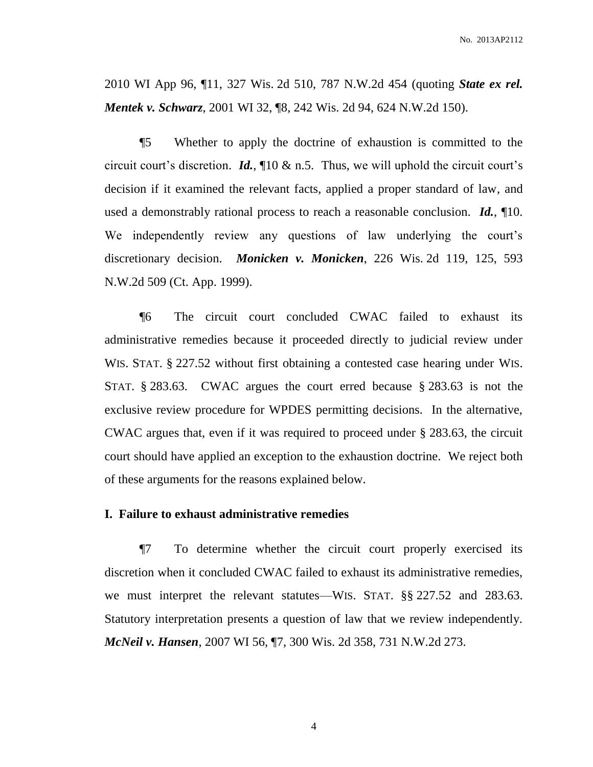2010 WI App 96, ¶11, 327 Wis. 2d 510, 787 N.W.2d 454 (quoting ***State ex rel. Mentek v. Schwarz***, 2001 WI 32, ¶8, 242 Wis. 2d 94, 624 N.W.2d 150).

¶5 Whether to apply the doctrine of exhaustion is committed to the circuit court's discretion. ***Id.***, ¶10 & n.5. Thus, we will uphold the circuit court's decision if it examined the relevant facts, applied a proper standard of law, and used a demonstrably rational process to reach a reasonable conclusion. ***Id.***, ¶10. We independently review any questions of law underlying the court's discretionary decision. ***Monicken v. Monicken***, 226 Wis. 2d 119, 125, 593 N.W.2d 509 (Ct. App. 1999).

¶6 The circuit court concluded CWAC failed to exhaust its administrative remedies because it proceeded directly to judicial review under WIS. STAT. § 227.52 without first obtaining a contested case hearing under WIS. STAT. § 283.63. CWAC argues the court erred because § 283.63 is not the exclusive review procedure for WPDES permitting decisions. In the alternative, CWAC argues that, even if it was required to proceed under § 283.63, the circuit court should have applied an exception to the exhaustion doctrine. We reject both of these arguments for the reasons explained below.

**I. Failure to exhaust administrative remedies**

¶7 To determine whether the circuit court properly exercised its discretion when it concluded CWAC failed to exhaust its administrative remedies, we must interpret the relevant statutes—WIS. STAT. §§ 227.52 and 283.63. Statutory interpretation presents a question of law that we review independently. ***McNeil v. Hansen***, 2007 WI 56, ¶7, 300 Wis. 2d 358, 731 N.W.2d 273.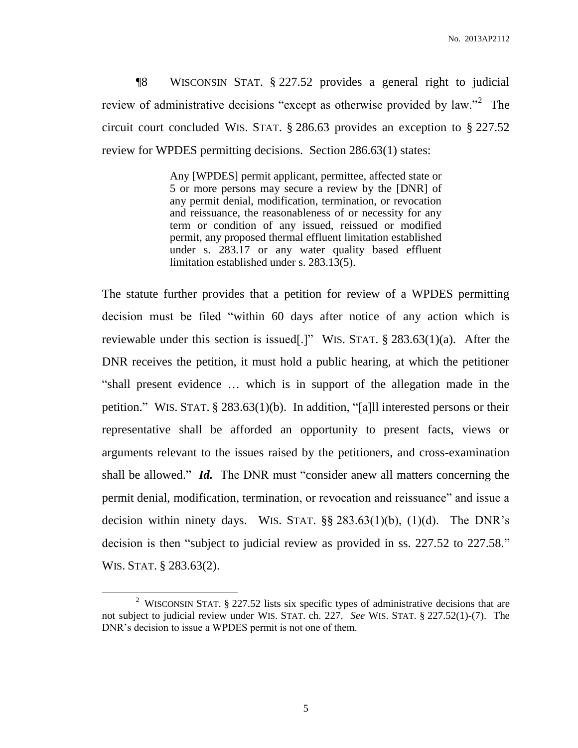¶8 WISCONSIN STAT. § 227.52 provides a general right to judicial review of administrative decisions "except as otherwise provided by law."[2] The circuit court concluded WIS. STAT. § 286.63 provides an exception to § 227.52 review for WPDES permitting decisions. Section 286.63(1) states:

> Any [WPDES] permit applicant, permittee, affected state or 5 or more persons may secure a review by the [DNR] of any permit denial, modification, termination, or revocation and reissuance, the reasonableness of or necessity for any term or condition of any issued, reissued or modified permit, any proposed thermal effluent limitation established under s. 283.17 or any water quality based effluent limitation established under s. 283.13(5).

The statute further provides that a petition for review of a WPDES permitting decision must be filed "within 60 days after notice of any action which is reviewable under this section is issued[.]" WIS. STAT. § 283.63(1)(a). After the DNR receives the petition, it must hold a public hearing, at which the petitioner "shall present evidence … which is in support of the allegation made in the petition." WIS. STAT. § 283.63(1)(b). In addition, "[a]ll interested persons or their representative shall be afforded an opportunity to present facts, views or arguments relevant to the issues raised by the petitioners, and cross-examination shall be allowed." ***Id.*** The DNR must "consider anew all matters concerning the permit denial, modification, termination, or revocation and reissuance" and issue a decision within ninety days. WIS. STAT. §§ 283.63(1)(b), (1)(d). The DNR's decision is then "subject to judicial review as provided in ss. 227.52 to 227.58." WIS. STAT. § 283.63(2).

---

[2] WISCONSIN STAT. § 227.52 lists six specific types of administrative decisions that are not subject to judicial review under WIS. STAT. ch. 227. *See* WIS. STAT. § 227.52(1)-(7). The DNR's decision to issue a WPDES permit is not one of them.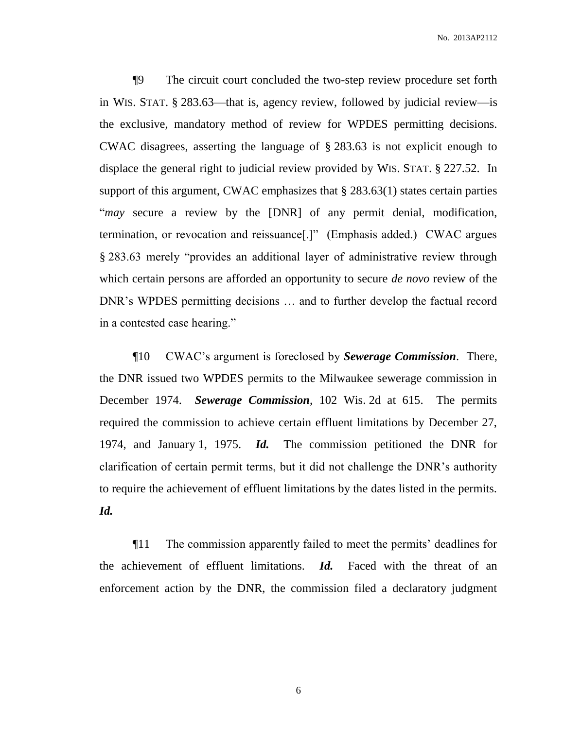¶9 The circuit court concluded the two-step review procedure set forth in WIS. STAT. § 283.63—that is, agency review, followed by judicial review—is the exclusive, mandatory method of review for WPDES permitting decisions. CWAC disagrees, asserting the language of § 283.63 is not explicit enough to displace the general right to judicial review provided by WIS. STAT. § 227.52. In support of this argument, CWAC emphasizes that § 283.63(1) states certain parties "*may* secure a review by the [DNR] of any permit denial, modification, termination, or revocation and reissuance[.]" (Emphasis added.) CWAC argues § 283.63 merely "provides an additional layer of administrative review through which certain persons are afforded an opportunity to secure *de novo* review of the DNR's WPDES permitting decisions … and to further develop the factual record in a contested case hearing."

¶10 CWAC's argument is foreclosed by ***Sewerage Commission***. There, the DNR issued two WPDES permits to the Milwaukee sewerage commission in December 1974. ***Sewerage Commission***, 102 Wis. 2d at 615. The permits required the commission to achieve certain effluent limitations by December 27, 1974, and January 1, 1975. ***Id.*** The commission petitioned the DNR for clarification of certain permit terms, but it did not challenge the DNR's authority to require the achievement of effluent limitations by the dates listed in the permits. ***Id.***

¶11 The commission apparently failed to meet the permits' deadlines for the achievement of effluent limitations. ***Id.*** Faced with the threat of an enforcement action by the DNR, the commission filed a declaratory judgment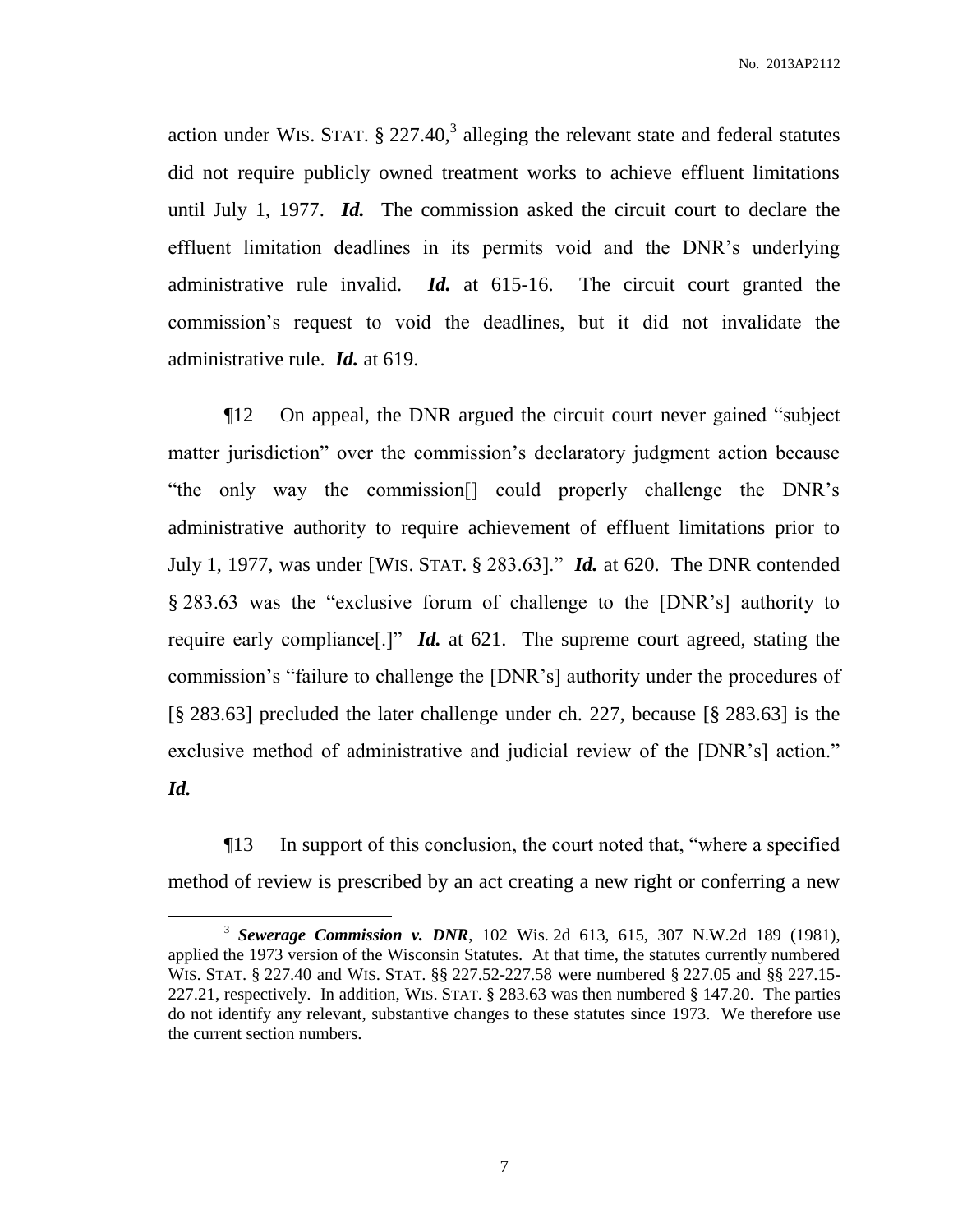action under WIS. STAT. § 227.40,[3] alleging the relevant state and federal statutes did not require publicly owned treatment works to achieve effluent limitations until July 1, 1977. ***Id.*** The commission asked the circuit court to declare the effluent limitation deadlines in its permits void and the DNR's underlying administrative rule invalid. ***Id.*** at 615-16. The circuit court granted the commission's request to void the deadlines, but it did not invalidate the administrative rule. ***Id.*** at 619.

¶12 On appeal, the DNR argued the circuit court never gained "subject matter jurisdiction" over the commission's declaratory judgment action because "the only way the commission[] could properly challenge the DNR's administrative authority to require achievement of effluent limitations prior to July 1, 1977, was under [WIS. STAT. § 283.63]." ***Id.*** at 620. The DNR contended § 283.63 was the "exclusive forum of challenge to the [DNR's] authority to require early compliance[.]" ***Id.*** at 621. The supreme court agreed, stating the commission's "failure to challenge the [DNR's] authority under the procedures of [§ 283.63] precluded the later challenge under ch. 227, because [§ 283.63] is the exclusive method of administrative and judicial review of the [DNR's] action." ***Id.***

¶13 In support of this conclusion, the court noted that, "where a specified method of review is prescribed by an act creating a new right or conferring a new

[3] ***Sewerage Commission v. DNR***, 102 Wis. 2d 613, 615, 307 N.W.2d 189 (1981), applied the 1973 version of the Wisconsin Statutes. At that time, the statutes currently numbered WIS. STAT. § 227.40 and WIS. STAT. §§ 227.52-227.58 were numbered § 227.05 and §§ 227.15-227.21, respectively. In addition, WIS. STAT. § 283.63 was then numbered § 147.20. The parties do not identify any relevant, substantive changes to these statutes since 1973. We therefore use the current section numbers.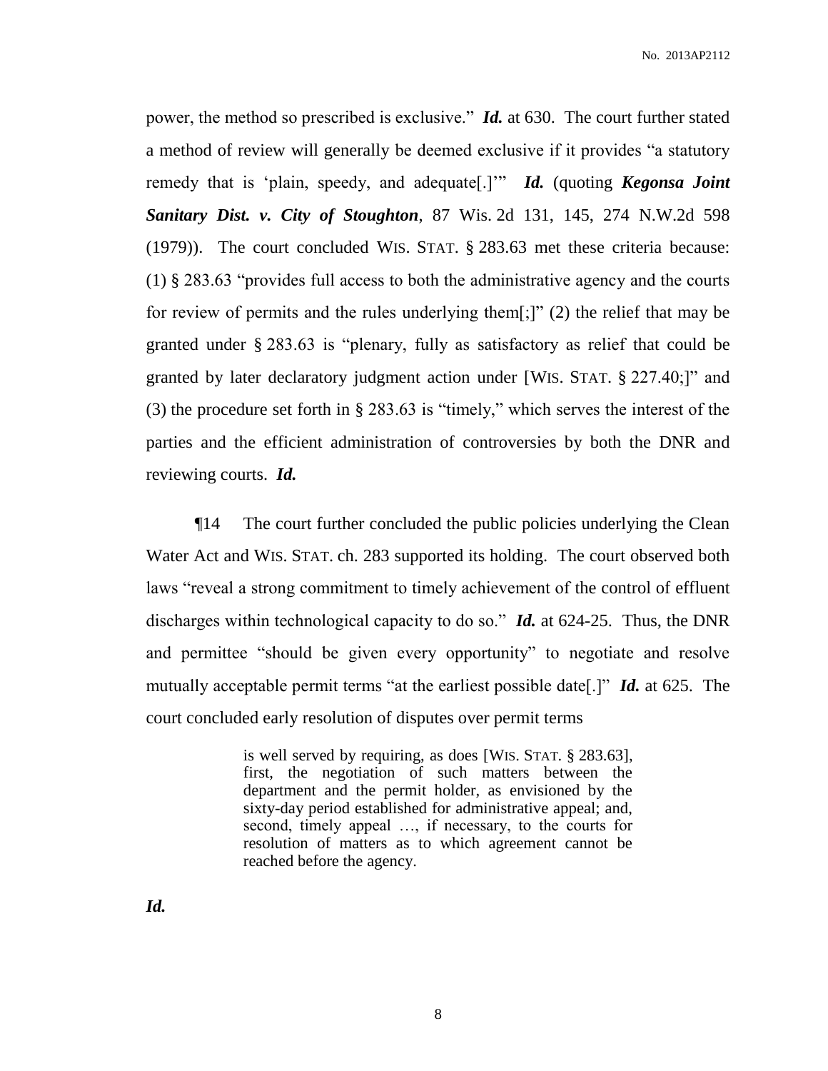power, the method so prescribed is exclusive." ***Id.*** at 630. The court further stated a method of review will generally be deemed exclusive if it provides "a statutory remedy that is 'plain, speedy, and adequate[.]'" ***Id.*** (quoting ***Kegonsa Joint Sanitary Dist. v. City of Stoughton***, 87 Wis. 2d 131, 145, 274 N.W.2d 598 (1979)). The court concluded WIS. STAT. § 283.63 met these criteria because: (1) § 283.63 "provides full access to both the administrative agency and the courts for review of permits and the rules underlying them[;]" (2) the relief that may be granted under § 283.63 is "plenary, fully as satisfactory as relief that could be granted by later declaratory judgment action under [WIS. STAT. § 227.40;]" and (3) the procedure set forth in § 283.63 is "timely," which serves the interest of the parties and the efficient administration of controversies by both the DNR and reviewing courts. ***Id.***

¶14 The court further concluded the public policies underlying the Clean Water Act and WIS. STAT. ch. 283 supported its holding. The court observed both laws "reveal a strong commitment to timely achievement of the control of effluent discharges within technological capacity to do so." ***Id.*** at 624-25. Thus, the DNR and permittee "should be given every opportunity" to negotiate and resolve mutually acceptable permit terms "at the earliest possible date[.]" ***Id.*** at 625. The court concluded early resolution of disputes over permit terms

> is well served by requiring, as does [WIS. STAT. § 283.63], first, the negotiation of such matters between the department and the permit holder, as envisioned by the sixty-day period established for administrative appeal; and, second, timely appeal …, if necessary, to the courts for resolution of matters as to which agreement cannot be reached before the agency.

***Id.***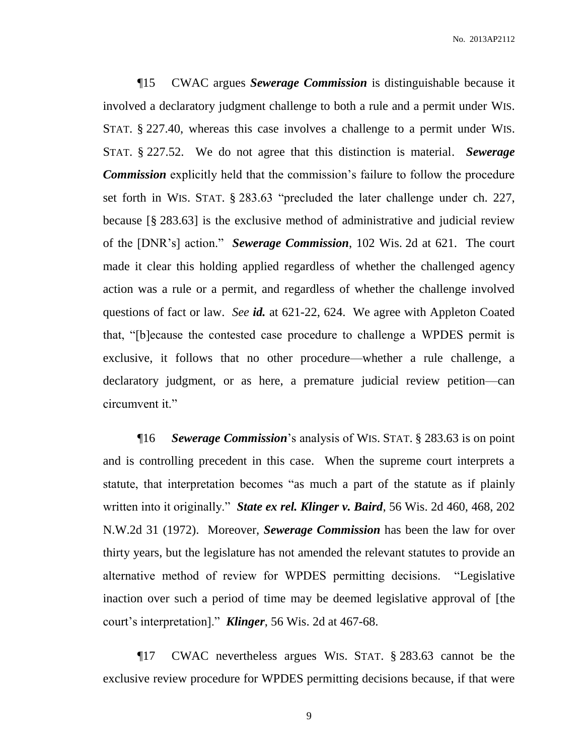¶15 CWAC argues ***Sewerage Commission*** is distinguishable because it involved a declaratory judgment challenge to both a rule and a permit under WIS. STAT. § 227.40, whereas this case involves a challenge to a permit under WIS. STAT. § 227.52. We do not agree that this distinction is material. ***Sewerage Commission*** explicitly held that the commission's failure to follow the procedure set forth in WIS. STAT. § 283.63 "precluded the later challenge under ch. 227, because [§ 283.63] is the exclusive method of administrative and judicial review of the [DNR's] action." ***Sewerage Commission***, 102 Wis. 2d at 621. The court made it clear this holding applied regardless of whether the challenged agency action was a rule or a permit, and regardless of whether the challenge involved questions of fact or law. *See* ***id.*** at 621-22, 624. We agree with Appleton Coated that, "[b]ecause the contested case procedure to challenge a WPDES permit is exclusive, it follows that no other procedure—whether a rule challenge, a declaratory judgment, or as here, a premature judicial review petition—can circumvent it."

¶16 ***Sewerage Commission***'s analysis of WIS. STAT. § 283.63 is on point and is controlling precedent in this case. When the supreme court interprets a statute, that interpretation becomes "as much a part of the statute as if plainly written into it originally." ***State ex rel. Klinger v. Baird***, 56 Wis. 2d 460, 468, 202 N.W.2d 31 (1972). Moreover, ***Sewerage Commission*** has been the law for over thirty years, but the legislature has not amended the relevant statutes to provide an alternative method of review for WPDES permitting decisions. "Legislative inaction over such a period of time may be deemed legislative approval of [the court's interpretation]." ***Klinger***, 56 Wis. 2d at 467-68.

¶17 CWAC nevertheless argues WIS. STAT. § 283.63 cannot be the exclusive review procedure for WPDES permitting decisions because, if that were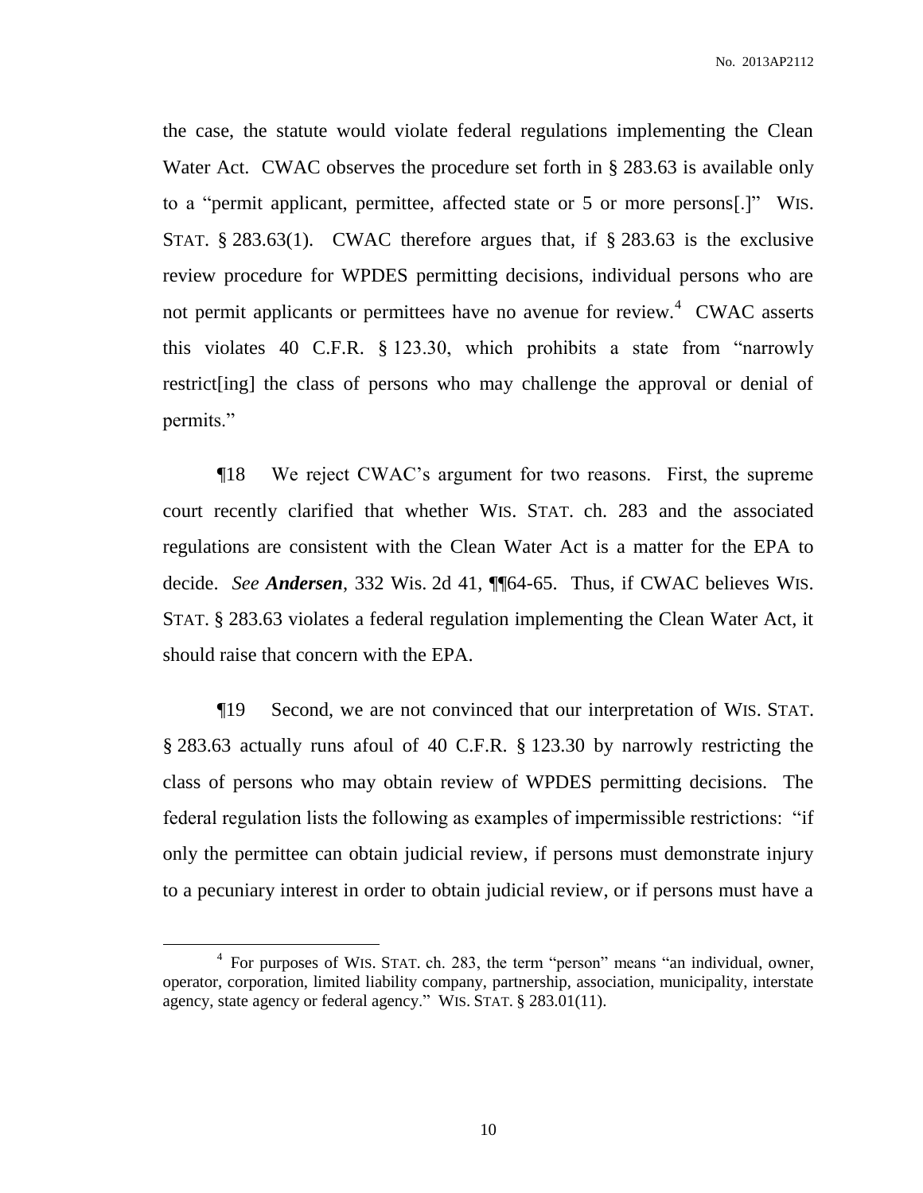the case, the statute would violate federal regulations implementing the Clean Water Act. CWAC observes the procedure set forth in § 283.63 is available only to a "permit applicant, permittee, affected state or 5 or more persons[.]" WIS. STAT. § 283.63(1). CWAC therefore argues that, if § 283.63 is the exclusive review procedure for WPDES permitting decisions, individual persons who are not permit applicants or permittees have no avenue for review.[4] CWAC asserts this violates 40 C.F.R. § 123.30, which prohibits a state from "narrowly restrict[ing] the class of persons who may challenge the approval or denial of permits."

¶18 We reject CWAC's argument for two reasons. First, the supreme court recently clarified that whether WIS. STAT. ch. 283 and the associated regulations are consistent with the Clean Water Act is a matter for the EPA to decide. *See* ***Andersen***, 332 Wis. 2d 41, ¶¶64-65. Thus, if CWAC believes WIS. STAT. § 283.63 violates a federal regulation implementing the Clean Water Act, it should raise that concern with the EPA.

¶19 Second, we are not convinced that our interpretation of WIS. STAT. § 283.63 actually runs afoul of 40 C.F.R. § 123.30 by narrowly restricting the class of persons who may obtain review of WPDES permitting decisions. The federal regulation lists the following as examples of impermissible restrictions: "if only the permittee can obtain judicial review, if persons must demonstrate injury to a pecuniary interest in order to obtain judicial review, or if persons must have a

---

[4] For purposes of WIS. STAT. ch. 283, the term "person" means "an individual, owner, operator, corporation, limited liability company, partnership, association, municipality, interstate agency, state agency or federal agency." WIS. STAT. § 283.01(11).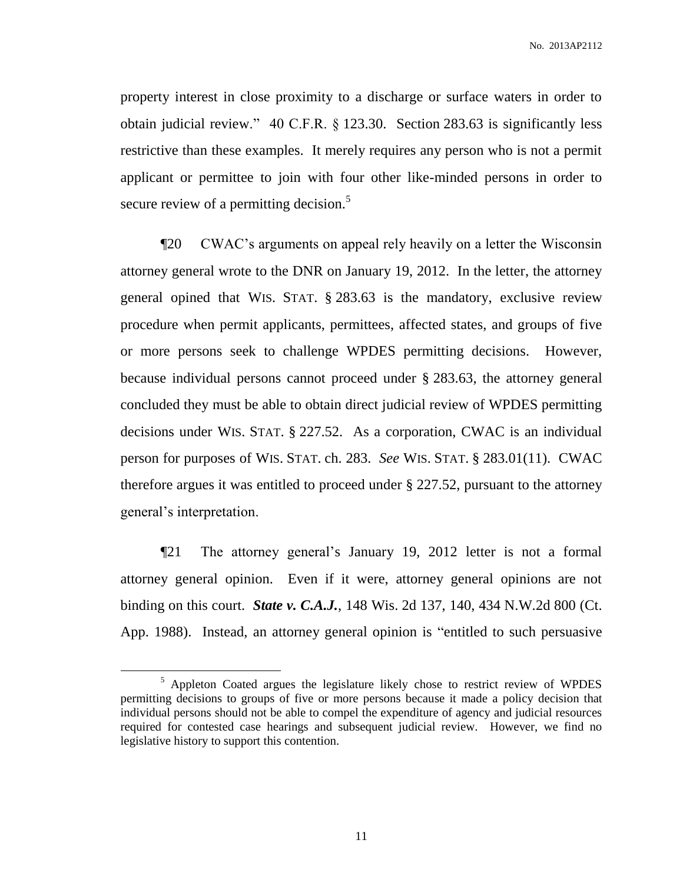property interest in close proximity to a discharge or surface waters in order to obtain judicial review." 40 C.F.R. § 123.30. Section 283.63 is significantly less restrictive than these examples. It merely requires any person who is not a permit applicant or permittee to join with four other like-minded persons in order to secure review of a permitting decision.[5]

¶20 CWAC's arguments on appeal rely heavily on a letter the Wisconsin attorney general wrote to the DNR on January 19, 2012. In the letter, the attorney general opined that WIS. STAT. § 283.63 is the mandatory, exclusive review procedure when permit applicants, permittees, affected states, and groups of five or more persons seek to challenge WPDES permitting decisions. However, because individual persons cannot proceed under § 283.63, the attorney general concluded they must be able to obtain direct judicial review of WPDES permitting decisions under WIS. STAT. § 227.52. As a corporation, CWAC is an individual person for purposes of WIS. STAT. ch. 283. *See* WIS. STAT. § 283.01(11). CWAC therefore argues it was entitled to proceed under § 227.52, pursuant to the attorney general's interpretation.

¶21 The attorney general's January 19, 2012 letter is not a formal attorney general opinion. Even if it were, attorney general opinions are not binding on this court. ***State v. C.A.J.***, 148 Wis. 2d 137, 140, 434 N.W.2d 800 (Ct. App. 1988). Instead, an attorney general opinion is "entitled to such persuasive

---

[5] Appleton Coated argues the legislature likely chose to restrict review of WPDES permitting decisions to groups of five or more persons because it made a policy decision that individual persons should not be able to compel the expenditure of agency and judicial resources required for contested case hearings and subsequent judicial review. However, we find no legislative history to support this contention.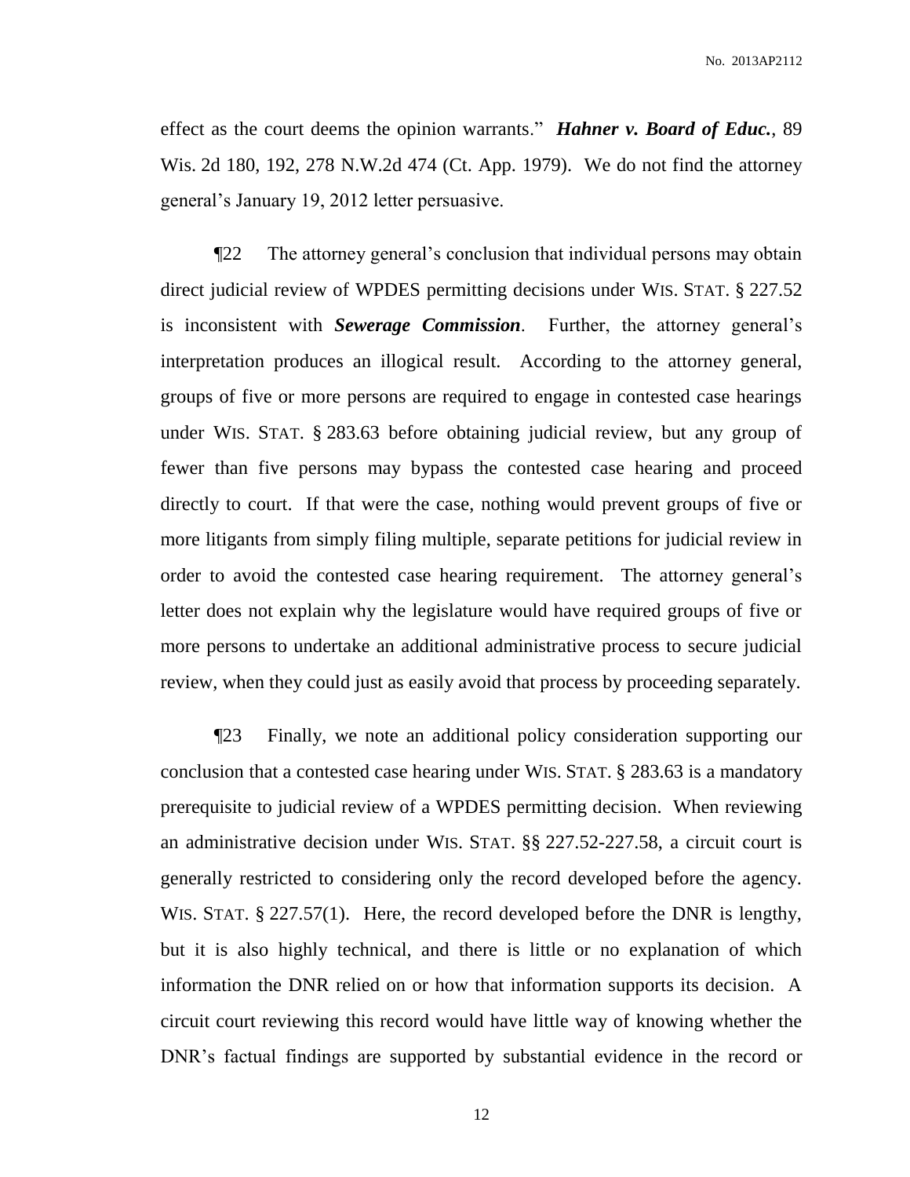effect as the court deems the opinion warrants." ***Hahner v. Board of Educ.***, 89 Wis. 2d 180, 192, 278 N.W.2d 474 (Ct. App. 1979). We do not find the attorney general's January 19, 2012 letter persuasive.

¶22 The attorney general's conclusion that individual persons may obtain direct judicial review of WPDES permitting decisions under WIS. STAT. § 227.52 is inconsistent with ***Sewerage Commission***. Further, the attorney general's interpretation produces an illogical result. According to the attorney general, groups of five or more persons are required to engage in contested case hearings under WIS. STAT. § 283.63 before obtaining judicial review, but any group of fewer than five persons may bypass the contested case hearing and proceed directly to court. If that were the case, nothing would prevent groups of five or more litigants from simply filing multiple, separate petitions for judicial review in order to avoid the contested case hearing requirement. The attorney general's letter does not explain why the legislature would have required groups of five or more persons to undertake an additional administrative process to secure judicial review, when they could just as easily avoid that process by proceeding separately.

¶23 Finally, we note an additional policy consideration supporting our conclusion that a contested case hearing under WIS. STAT. § 283.63 is a mandatory prerequisite to judicial review of a WPDES permitting decision. When reviewing an administrative decision under WIS. STAT. §§ 227.52-227.58, a circuit court is generally restricted to considering only the record developed before the agency. WIS. STAT. § 227.57(1). Here, the record developed before the DNR is lengthy, but it is also highly technical, and there is little or no explanation of which information the DNR relied on or how that information supports its decision. A circuit court reviewing this record would have little way of knowing whether the DNR's factual findings are supported by substantial evidence in the record or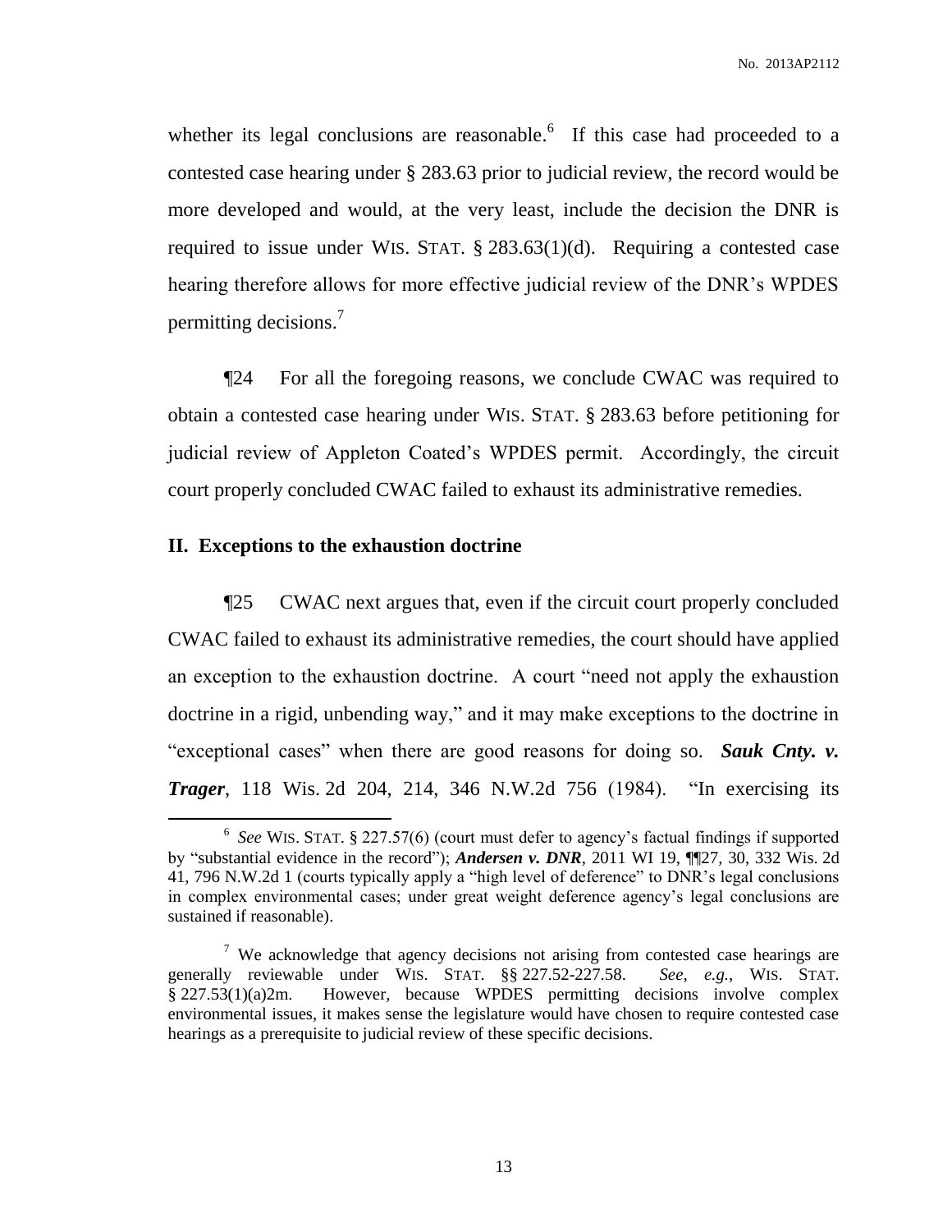whether its legal conclusions are reasonable.[6] If this case had proceeded to a contested case hearing under § 283.63 prior to judicial review, the record would be more developed and would, at the very least, include the decision the DNR is required to issue under WIS. STAT. § 283.63(1)(d). Requiring a contested case hearing therefore allows for more effective judicial review of the DNR's WPDES permitting decisions.[7]

¶24 For all the foregoing reasons, we conclude CWAC was required to obtain a contested case hearing under WIS. STAT. § 283.63 before petitioning for judicial review of Appleton Coated's WPDES permit. Accordingly, the circuit court properly concluded CWAC failed to exhaust its administrative remedies.

## II. Exceptions to the exhaustion doctrine

¶25 CWAC next argues that, even if the circuit court properly concluded CWAC failed to exhaust its administrative remedies, the court should have applied an exception to the exhaustion doctrine. A court "need not apply the exhaustion doctrine in a rigid, unbending way," and it may make exceptions to the doctrine in "exceptional cases" when there are good reasons for doing so. ***Sauk Cnty. v. Trager***, 118 Wis. 2d 204, 214, 346 N.W.2d 756 (1984). "In exercising its

---

[6] *See* WIS. STAT. § 227.57(6) (court must defer to agency's factual findings if supported by "substantial evidence in the record"); ***Andersen v. DNR***, 2011 WI 19, ¶¶27, 30, 332 Wis. 2d 41, 796 N.W.2d 1 (courts typically apply a "high level of deference" to DNR's legal conclusions in complex environmental cases; under great weight deference agency's legal conclusions are sustained if reasonable).

[7] We acknowledge that agency decisions not arising from contested case hearings are generally reviewable under WIS. STAT. §§ 227.52-227.58. *See, e.g.*, WIS. STAT. § 227.53(1)(a)2m. However, because WPDES permitting decisions involve complex environmental issues, it makes sense the legislature would have chosen to require contested case hearings as a prerequisite to judicial review of these specific decisions.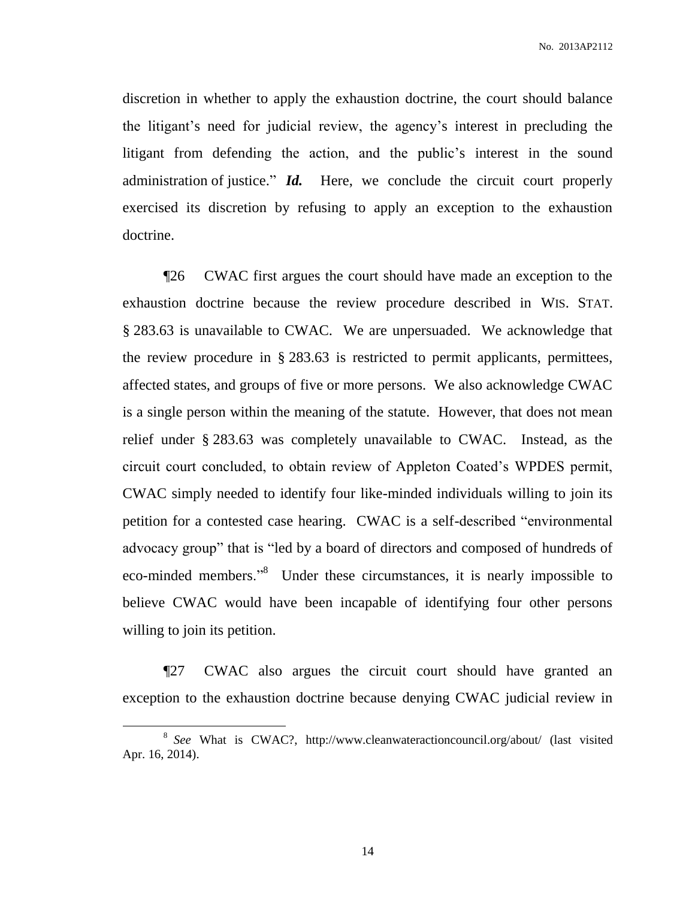discretion in whether to apply the exhaustion doctrine, the court should balance the litigant's need for judicial review, the agency's interest in precluding the litigant from defending the action, and the public's interest in the sound administration of justice." ***Id.*** Here, we conclude the circuit court properly exercised its discretion by refusing to apply an exception to the exhaustion doctrine.

¶26 CWAC first argues the court should have made an exception to the exhaustion doctrine because the review procedure described in WIS. STAT. § 283.63 is unavailable to CWAC. We are unpersuaded. We acknowledge that the review procedure in § 283.63 is restricted to permit applicants, permittees, affected states, and groups of five or more persons. We also acknowledge CWAC is a single person within the meaning of the statute. However, that does not mean relief under § 283.63 was completely unavailable to CWAC. Instead, as the circuit court concluded, to obtain review of Appleton Coated's WPDES permit, CWAC simply needed to identify four like-minded individuals willing to join its petition for a contested case hearing. CWAC is a self-described "environmental advocacy group" that is "led by a board of directors and composed of hundreds of eco-minded members."[8] Under these circumstances, it is nearly impossible to believe CWAC would have been incapable of identifying four other persons willing to join its petition.

¶27 CWAC also argues the circuit court should have granted an exception to the exhaustion doctrine because denying CWAC judicial review in

---

[8] *See* What is CWAC?, http://www.cleanwateractioncouncil.org/about/ (last visited Apr. 16, 2014).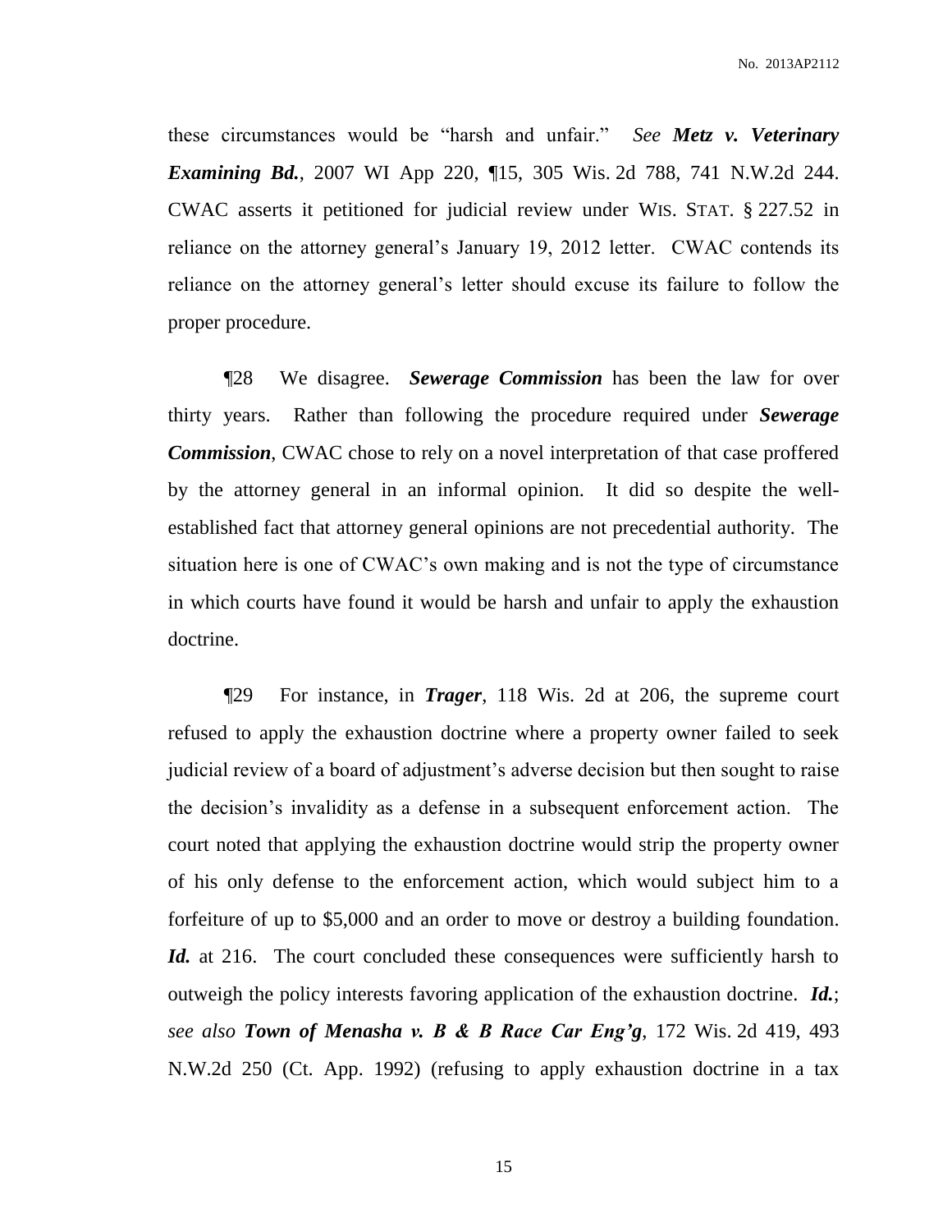these circumstances would be "harsh and unfair." *See* ***Metz v. Veterinary Examining Bd.***, 2007 WI App 220, ¶15, 305 Wis. 2d 788, 741 N.W.2d 244. CWAC asserts it petitioned for judicial review under WIS. STAT. § 227.52 in reliance on the attorney general's January 19, 2012 letter. CWAC contends its reliance on the attorney general's letter should excuse its failure to follow the proper procedure.

¶28 We disagree. ***Sewerage Commission*** has been the law for over thirty years. Rather than following the procedure required under ***Sewerage Commission***, CWAC chose to rely on a novel interpretation of that case proffered by the attorney general in an informal opinion. It did so despite the well-established fact that attorney general opinions are not precedential authority. The situation here is one of CWAC's own making and is not the type of circumstance in which courts have found it would be harsh and unfair to apply the exhaustion doctrine.

¶29 For instance, in ***Trager***, 118 Wis. 2d at 206, the supreme court refused to apply the exhaustion doctrine where a property owner failed to seek judicial review of a board of adjustment's adverse decision but then sought to raise the decision's invalidity as a defense in a subsequent enforcement action. The court noted that applying the exhaustion doctrine would strip the property owner of his only defense to the enforcement action, which would subject him to a forfeiture of up to $5,000 and an order to move or destroy a building foundation. ***Id.*** at 216. The court concluded these consequences were sufficiently harsh to outweigh the policy interests favoring application of the exhaustion doctrine. ***Id.***; *see also* ***Town of Menasha v. B & B Race Car Eng'g***, 172 Wis. 2d 419, 493 N.W.2d 250 (Ct. App. 1992) (refusing to apply exhaustion doctrine in a tax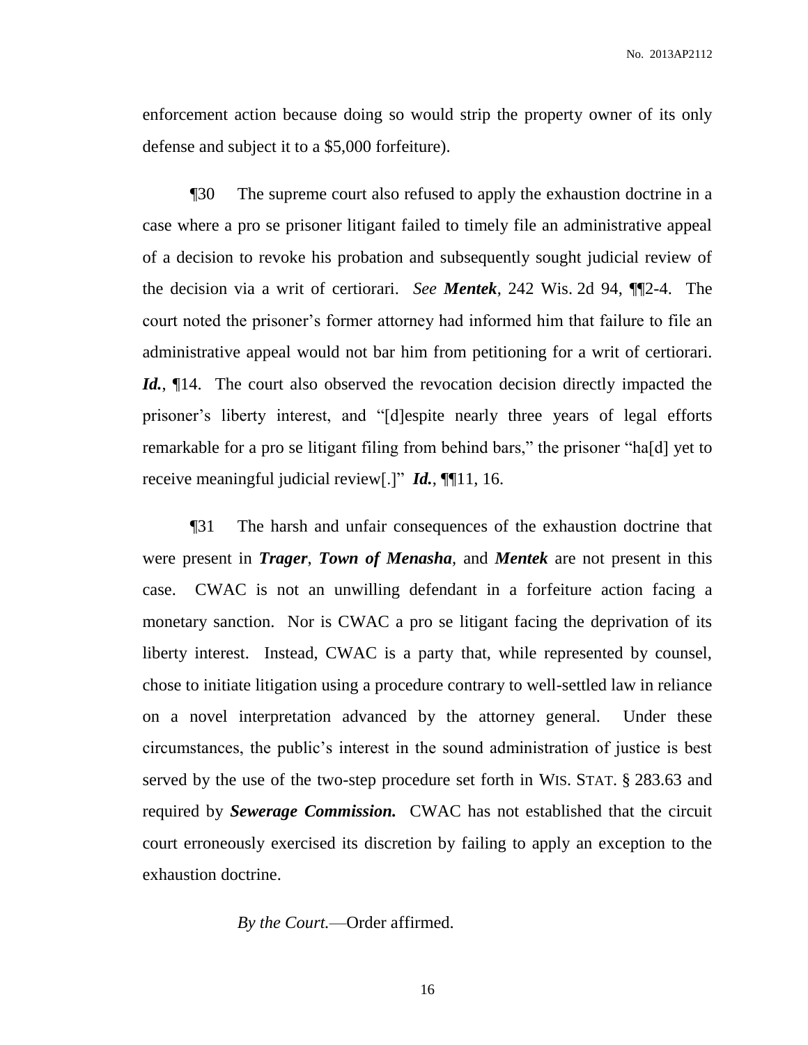enforcement action because doing so would strip the property owner of its only defense and subject it to a $5,000 forfeiture).

¶30 The supreme court also refused to apply the exhaustion doctrine in a case where a pro se prisoner litigant failed to timely file an administrative appeal of a decision to revoke his probation and subsequently sought judicial review of the decision via a writ of certiorari. *See* ***Mentek***, 242 Wis. 2d 94, ¶¶2-4. The court noted the prisoner's former attorney had informed him that failure to file an administrative appeal would not bar him from petitioning for a writ of certiorari. ***Id.***, ¶14. The court also observed the revocation decision directly impacted the prisoner's liberty interest, and "[d]espite nearly three years of legal efforts remarkable for a pro se litigant filing from behind bars," the prisoner "ha[d] yet to receive meaningful judicial review[.]" ***Id.***, ¶¶11, 16.

¶31 The harsh and unfair consequences of the exhaustion doctrine that were present in ***Trager***, ***Town of Menasha***, and ***Mentek*** are not present in this case. CWAC is not an unwilling defendant in a forfeiture action facing a monetary sanction. Nor is CWAC a pro se litigant facing the deprivation of its liberty interest. Instead, CWAC is a party that, while represented by counsel, chose to initiate litigation using a procedure contrary to well-settled law in reliance on a novel interpretation advanced by the attorney general. Under these circumstances, the public's interest in the sound administration of justice is best served by the use of the two-step procedure set forth in WIS. STAT. § 283.63 and required by ***Sewerage Commission.*** CWAC has not established that the circuit court erroneously exercised its discretion by failing to apply an exception to the exhaustion doctrine.

*By the Court.*—Order affirmed.